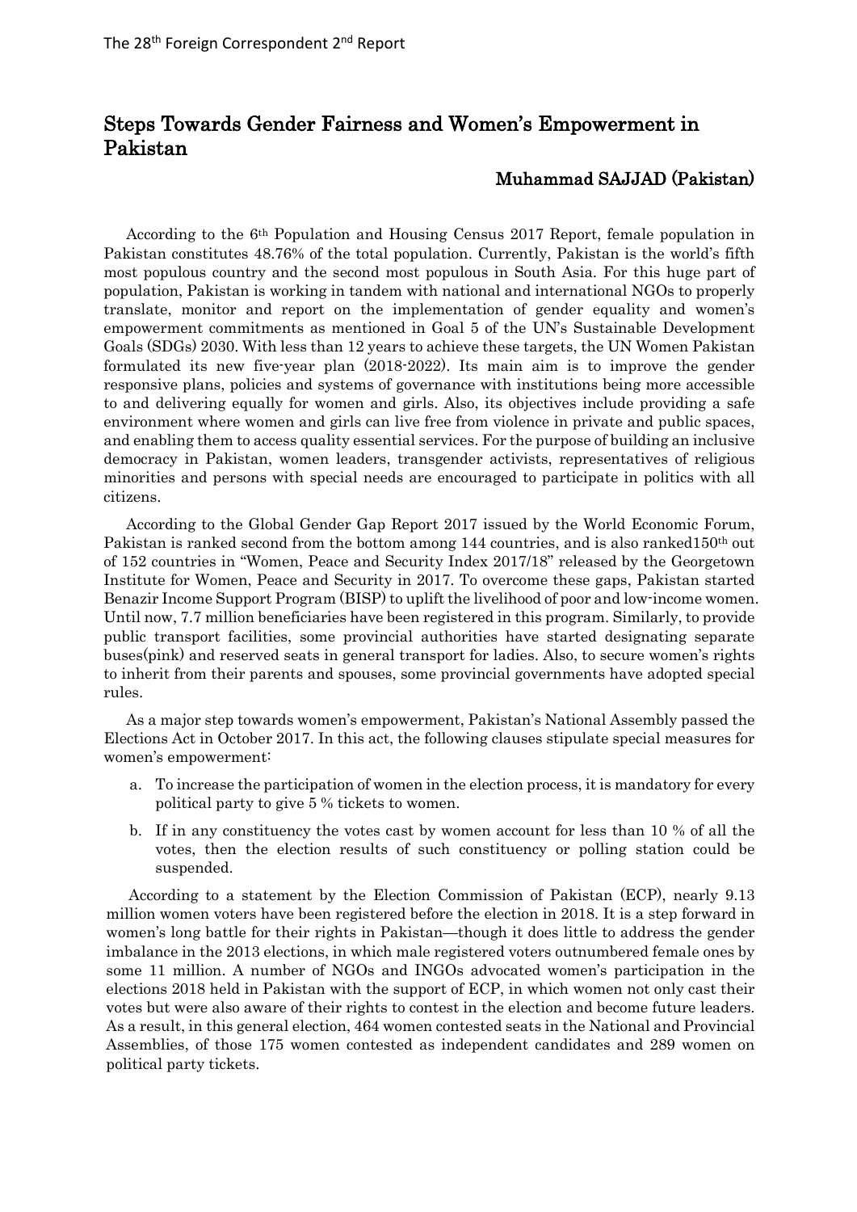# Steps Towards Gender Fairness and Women's Empowerment in Pakistan

**Muhammad SAJJAD (Pakistan)**

According to the 6th Population and Housing Census 2017 Report, female population in Pakistan constitutes 48.76% of the total population. Currently, Pakistan is the world's fifth most populous country and the second most populous in South Asia. For this huge part of population, Pakistan is working in tandem with national and international NGOs to properly translate, monitor and report on the implementation of gender equality and women's empowerment commitments as mentioned in Goal 5 of the UN's Sustainable Development Goals (SDGs) 2030. With less than 12 years to achieve these targets, the UN Women Pakistan formulated its new five-year plan (2018-2022). Its main aim is to improve the gender responsive plans, policies and systems of governance with institutions being more accessible to and delivering equally for women and girls. Also, its objectives include providing a safe environment where women and girls can live free from violence in private and public spaces, and enabling them to access quality essential services. For the purpose of building an inclusive democracy in Pakistan, women leaders, transgender activists, representatives of religious minorities and persons with special needs are encouraged to participate in politics with all citizens.

According to the Global Gender Gap Report 2017 issued by the World Economic Forum, Pakistan is ranked second from the bottom among 144 countries, and is also ranked150th out of 152 countries in "Women, Peace and Security Index 2017/18" released by the Georgetown Institute for Women, Peace and Security in 2017. To overcome these gaps, Pakistan started Benazir Income Support Program (BISP) to uplift the livelihood of poor and low-income women. Until now, 7.7 million beneficiaries have been registered in this program. Similarly, to provide public transport facilities, some provincial authorities have started designating separate buses(pink) and reserved seats in general transport for ladies. Also, to secure women's rights to inherit from their parents and spouses, some provincial governments have adopted special rules.

As a major step towards women's empowerment, Pakistan's National Assembly passed the Elections Act in October 2017. In this act, the following clauses stipulate special measures for women's empowerment:

a. To increase the participation of women in the election process, it is mandatory for every political party to give 5 % tickets to women.

b. If in any constituency the votes cast by women account for less than 10 % of all the votes, then the election results of such constituency or polling station could be suspended.

According to a statement by the Election Commission of Pakistan (ECP), nearly 9.13 million women voters have been registered before the election in 2018. It is a step forward in women's long battle for their rights in Pakistan—though it does little to address the gender imbalance in the 2013 elections, in which male registered voters outnumbered female ones by some 11 million. A number of NGOs and INGOs advocated women's participation in the elections 2018 held in Pakistan with the support of ECP, in which women not only cast their votes but were also aware of their rights to contest in the election and become future leaders. As a result, in this general election, 464 women contested seats in the National and Provincial Assemblies, of those 175 women contested as independent candidates and 289 women on political party tickets.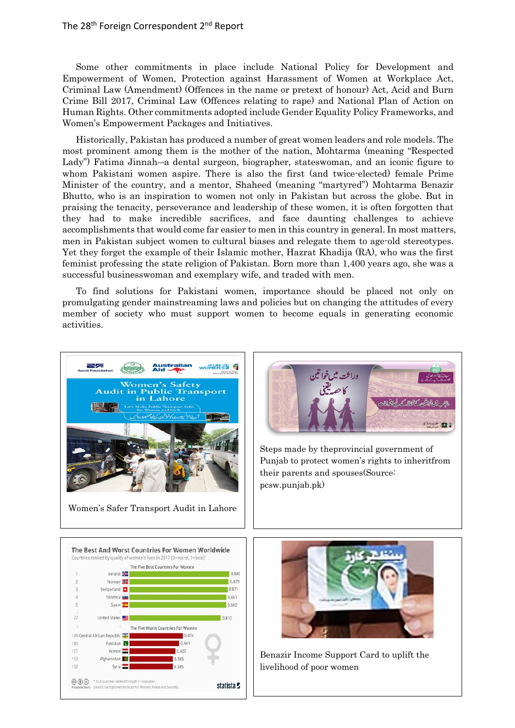Some other commitments in place include National Policy for Development and Empowerment of Women, Protection against Harassment of Women at Workplace Act, Criminal Law (Amendment) (Offences in the name or pretext of honour) Act, Acid and Burn Crime Bill 2017, Criminal Law (Offences relating to rape) and National Plan of Action on Human Rights. Other commitments adopted include Gender Equality Policy Frameworks, and Women's Empowerment Packages and Initiatives.

Historically, Pakistan has produced a number of great women leaders and role models. The most prominent among them is the mother of the nation, Mohtarma (meaning "Respected Lady") Fatima Jinnah—a dental surgeon, biographer, stateswoman, and an iconic figure to whom Pakistani women aspire. There is also the first (and twice-elected) female Prime Minister of the country, and a mentor, Shaheed (meaning "martyred") Mohtarma Benazir Bhutto, who is an inspiration to women not only in Pakistan but across the globe. But in praising the tenacity, perseverance and leadership of these women, it is often forgotten that they had to make incredible sacrifices, and face daunting challenges to achieve accomplishments that would come far easier to men in this country in general. In most matters, men in Pakistan subject women to cultural biases and relegate them to age-old stereotypes. Yet they forget the example of their Islamic mother, Hazrat Khadija (RA), who was the first feminist professing the state religion of Pakistan. Born more than 1,400 years ago, she was a successful businesswoman and exemplary wife, and traded with men.

To find solutions for Pakistani women, importance should be placed not only on promulgating gender mainstreaming laws and policies but on changing the attitudes of every member of society who must support women to become equals in generating economic activities.

Women's Safety Audit in Public Transport in Lahore

Women's Safer Transport Audit in Lahore

Steps made by theprovincial government of Punjab to protect women's rights to inheritfrom their parents and spouses(Source: pcsw.punjab.pk)

The Best And Worst Countries For Women Worldwide

Countries ranked by quality of women's lives in 2017 (0=worst, 1=best)*

The Five Best Countries For Women

1 Iceland 0.886
2 Norway 0.879
3 Switzerland 0.871
4 Slovenia 0.861
5 Spain 0.860
22 United States 0.810

The Five Worst Countries For Women

149 Central African Republic 0.474
150 Pakistan 0.441
151 Yemen 0.407
152 Afghanistan 0.385
152 Syria 0.385

* 153 countries ranked through 11 indicators

Source: Georgetown Institute for Women, Peace and Security

statista

Benazir Income Support Card to uplift the livelihood of poor women